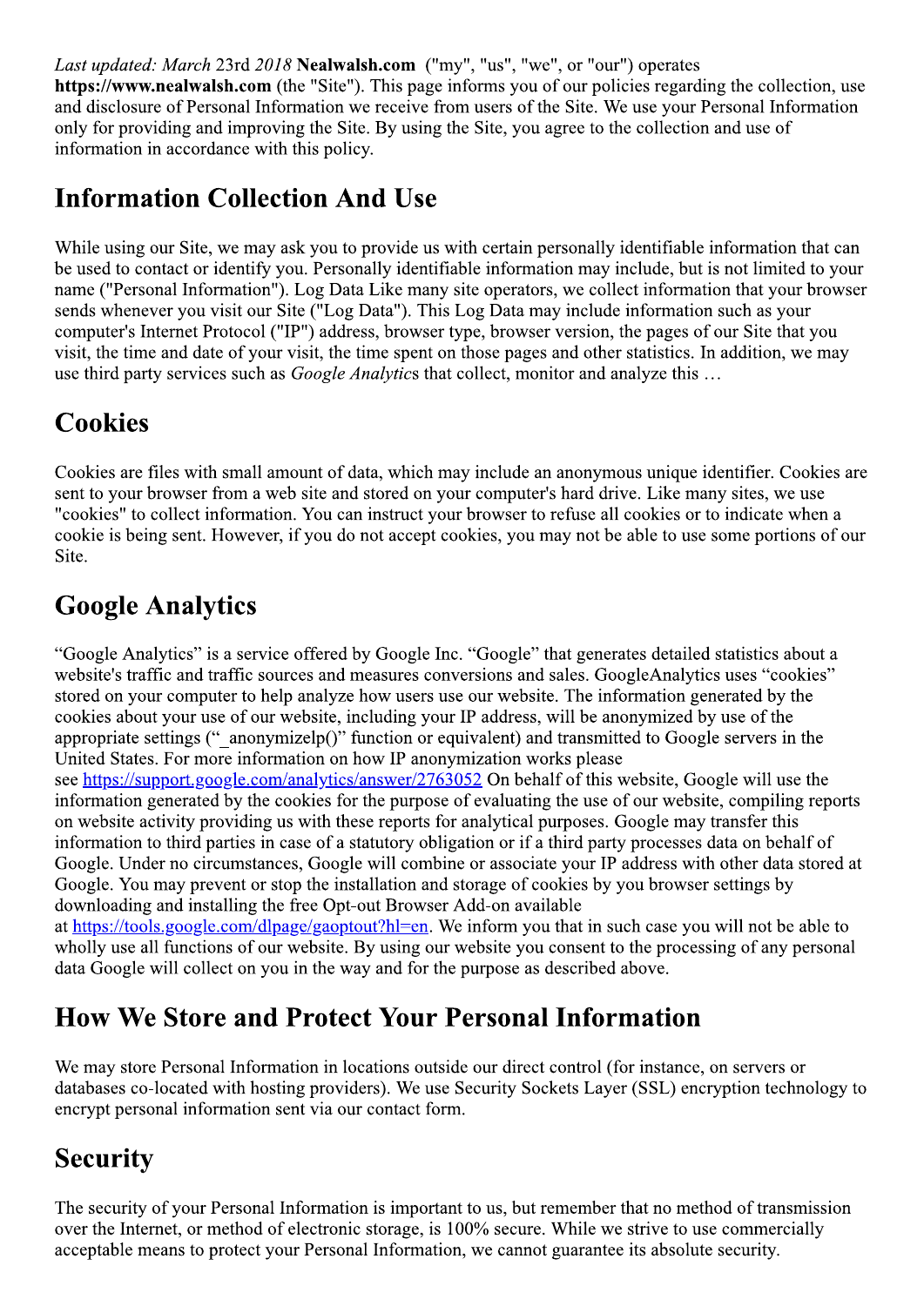*Last updated: March* 23rd *2018* **Nealwalsh.com** ("my", "us", "we", or "our") operates **https://www.nealwalsh.com** (the "Site"). This page informs you of our policies regarding the collection, use and disclosure of Personal Information we receive from users of the Site. We use your Personal Information only for providing and improving the Site. By using the Site, you agree to the collection and use of information in accordance with this policy.

## Information Collection And Use

While using our Site, we may ask you to provide us with certain personally identifiable information that can be used to contact or identify you. Personally identifiable information may include, but is not limited to your name ("Personal Information"). Log Data Like many site operators, we collect information that your browser sends whenever you visit our Site ("Log Data"). This Log Data may include information such as your computer's Internet Protocol ("IP") address, browser type, browser version, the pages of our Site that you visit, the time and date of your visit, the time spent on those pages and other statistics. In addition, we may use third party services such as *Google Analytic*s that collect, monitor and analyze this …

## Cookies

Cookies are files with small amount of data, which may include an anonymous unique identifier. Cookies are sent to your browser from a web site and stored on your computer's hard drive. Like many sites, we use "cookies" to collect information. You can instruct your browser to refuse all cookies or to indicate when a cookie is being sent. However, if you do not accept cookies, you may not be able to use some portions of our Site.

## Google Analytics

"Google Analytics" is a service offered by Google Inc. "Google" that generates detailed statistics about a website's traffic and traffic sources and measures conversions and sales. GoogleAnalytics uses "cookies" stored on your computer to help analyze how users use our website. The information generated by the cookies about your use of our website, including your IP address, will be anonymized by use of the appropriate settings ("_anonymizelp()" function or equivalent) and transmitted to Google servers in the United States. For more information on how IP anonymization works please see [https://support.google.com/analytics/answer/2763052](https://support.google.com/analytics/answer/2763052) On behalf of this website, Google will use the information generated by the cookies for the purpose of evaluating the use of our website, compiling reports on website activity providing us with these reports for analytical purposes. Google may transfer this information to third parties in case of a statutory obligation or if a third party processes data on behalf of Google. Under no circumstances, Google will combine or associate your IP address with other data stored at Google. You may prevent or stop the installation and storage of cookies by you browser settings by downloading and installing the free Opt-out Browser Add-on available at [https://tools.google.com/dlpage/gaoptout?hl=en](https://tools.google.com/dlpage/gaoptout?hl=en). We inform you that in such case you will not be able to wholly use all functions of our website. By using our website you consent to the processing of any personal data Google will collect on you in the way and for the purpose as described above.

## How We Store and Protect Your Personal Information

We may store Personal Information in locations outside our direct control (for instance, on servers or databases co-located with hosting providers). We use Security Sockets Layer (SSL) encryption technology to encrypt personal information sent via our contact form.

## Security

The security of your Personal Information is important to us, but remember that no method of transmission over the Internet, or method of electronic storage, is 100% secure. While we strive to use commercially acceptable means to protect your Personal Information, we cannot guarantee its absolute security.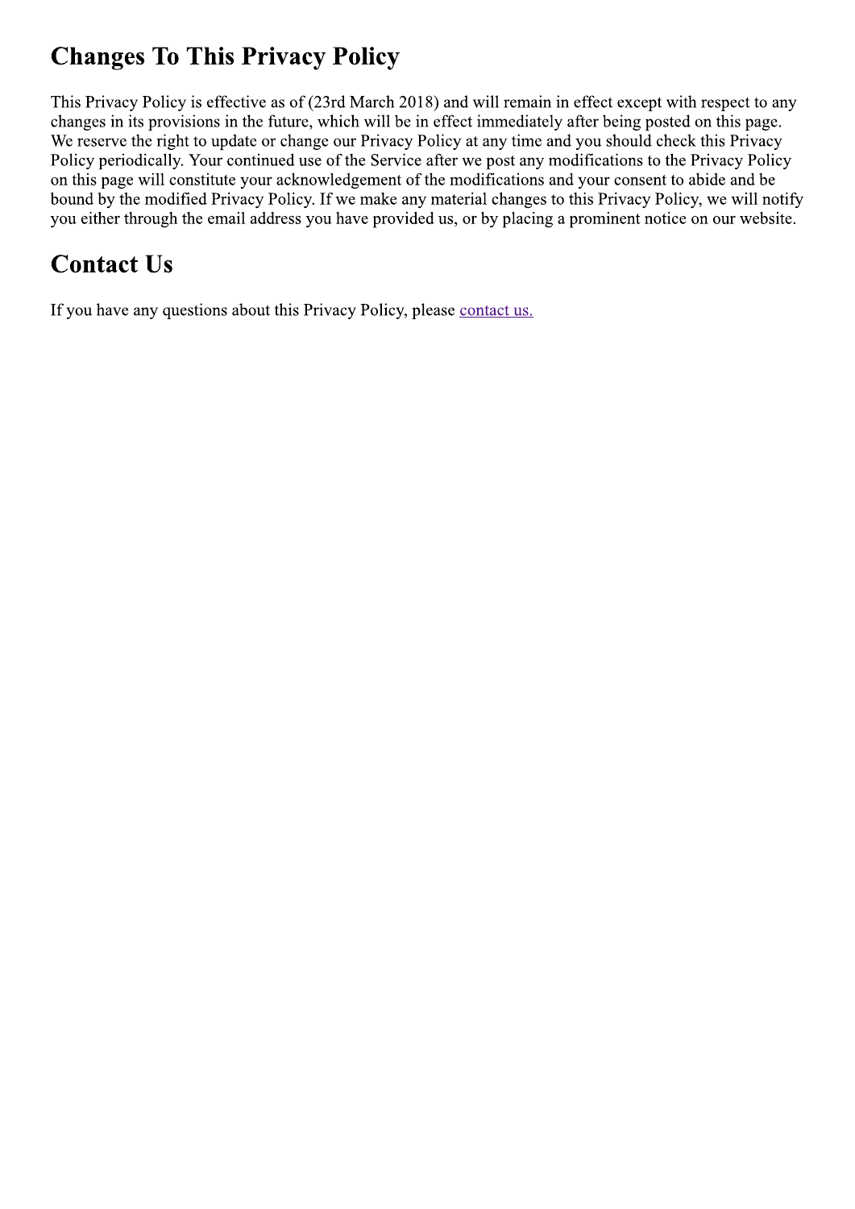## Changes To This Privacy Policy

This Privacy Policy is effective as of (23rd March 2018) and will remain in effect except with respect to any changes in its provisions in the future, which will be in effect immediately after being posted on this page. We reserve the right to update or change our Privacy Policy at any time and you should check this Privacy Policy periodically. Your continued use of the Service after we post any modifications to the Privacy Policy on this page will constitute your acknowledgement of the modifications and your consent to abide and be bound by the modified Privacy Policy. If we make any material changes to this Privacy Policy, we will notify you either through the email address you have provided us, or by placing a prominent notice on our website.

## Contact Us

If you have any questions about this Privacy Policy, please contact us.